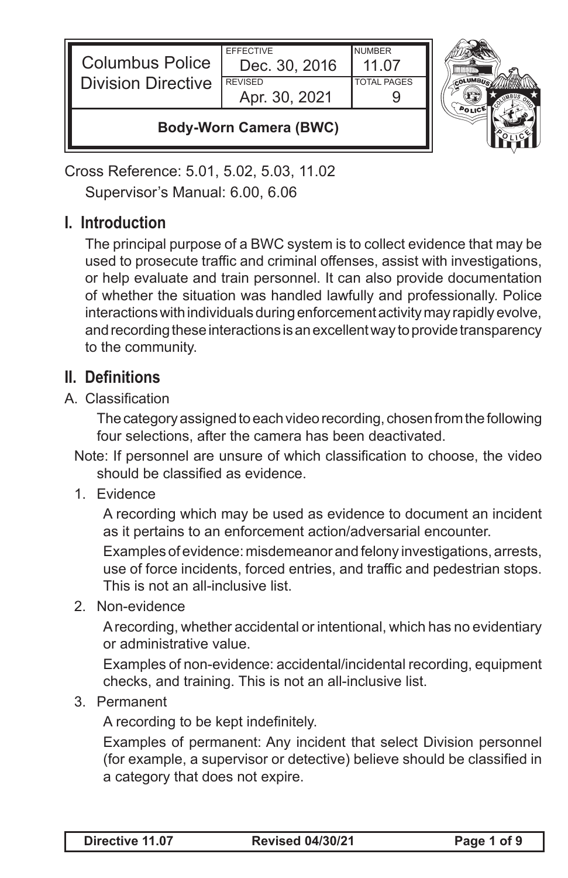| Columbus Police Division Directive | EFFECTIVE Dec. 30, 2016 | NUMBER 11.07 |
| --- | --- | --- |
| | REVISED Apr. 30, 2021 | TOTAL PAGES 9 |
| **Body-Worn Camera (BWC)** | | |

Cross Reference: 5.01, 5.02, 5.03, 11.02

Supervisor's Manual: 6.00, 6.06

## I. Introduction

The principal purpose of a BWC system is to collect evidence that may be used to prosecute traffic and criminal offenses, assist with investigations, or help evaluate and train personnel. It can also provide documentation of whether the situation was handled lawfully and professionally. Police interactions with individuals during enforcement activity may rapidly evolve, and recording these interactions is an excellent way to provide transparency to the community.

## II. Definitions

A. Classification

The category assigned to each video recording, chosen from the following four selections, after the camera has been deactivated.

Note: If personnel are unsure of which classification to choose, the video should be classified as evidence.

1. Evidence

   A recording which may be used as evidence to document an incident as it pertains to an enforcement action/adversarial encounter.

   Examples of evidence: misdemeanor and felony investigations, arrests, use of force incidents, forced entries, and traffic and pedestrian stops. This is not an all-inclusive list.

2. Non-evidence

   A recording, whether accidental or intentional, which has no evidentiary or administrative value.

   Examples of non-evidence: accidental/incidental recording, equipment checks, and training. This is not an all-inclusive list.

3. Permanent

   A recording to be kept indefinitely.

   Examples of permanent: Any incident that select Division personnel (for example, a supervisor or detective) believe should be classified in a category that does not expire.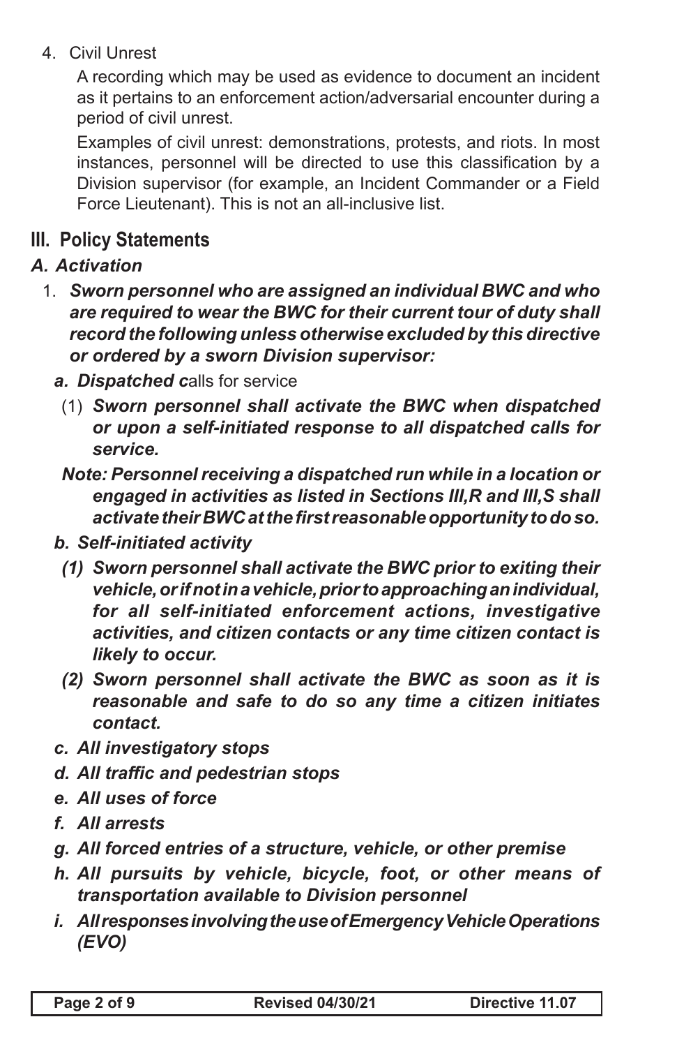4. Civil Unrest

   A recording which may be used as evidence to document an incident as it pertains to an enforcement action/adversarial encounter during a period of civil unrest.

   Examples of civil unrest: demonstrations, protests, and riots. In most instances, personnel will be directed to use this classification by a Division supervisor (for example, an Incident Commander or a Field Force Lieutenant). This is not an all-inclusive list.

## III. Policy Statements

### *A. Activation*

1. ***Sworn personnel who are assigned an individual BWC and who are required to wear the BWC for their current tour of duty shall record the following unless otherwise excluded by this directive or ordered by a sworn Division supervisor:***
   - ***a. Dispatched c****alls for service*
     - (1) ***Sworn personnel shall activate the BWC when dispatched or upon a self-initiated response to all dispatched calls for service.***

     ***Note: Personnel receiving a dispatched run while in a location or engaged in activities as listed in Sections III,R and III,S shall activate their BWC at the first reasonable opportunity to do so.***
   - ***b. Self-initiated activity***
     - ***(1) Sworn personnel shall activate the BWC prior to exiting their vehicle, or if not in a vehicle, prior to approaching an individual, for all self-initiated enforcement actions, investigative activities, and citizen contacts or any time citizen contact is likely to occur.***
     - ***(2) Sworn personnel shall activate the BWC as soon as it is reasonable and safe to do so any time a citizen initiates contact.***
   - ***c. All investigatory stops***
   - ***d. All traffic and pedestrian stops***
   - ***e. All uses of force***
   - ***f. All arrests***
   - ***g. All forced entries of a structure, vehicle, or other premise***
   - ***h. All pursuits by vehicle, bicycle, foot, or other means of transportation available to Division personnel***
   - ***i. All responses involving the use of Emergency Vehicle Operations (EVO)***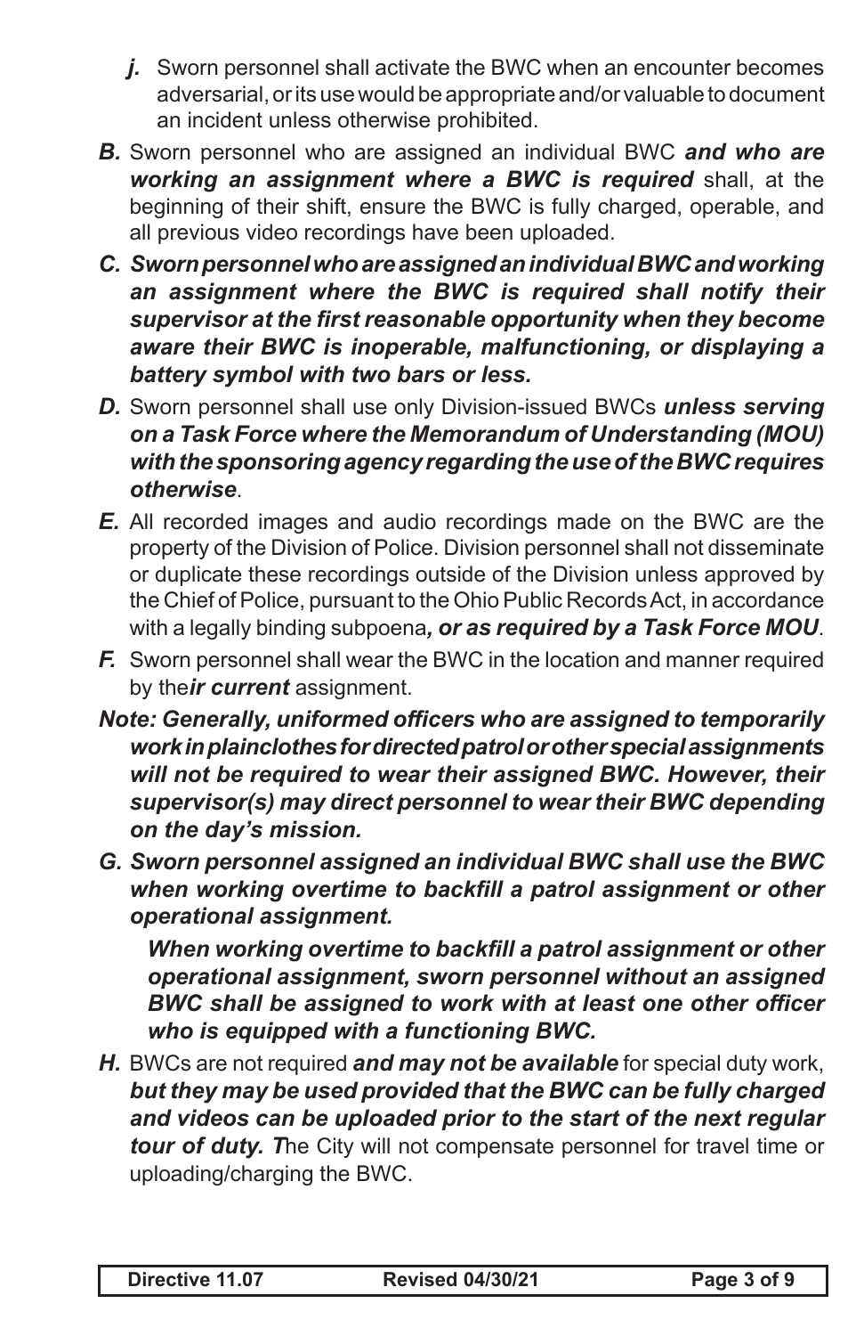*j.* Sworn personnel shall activate the BWC when an encounter becomes adversarial, or its use would be appropriate and/or valuable to document an incident unless otherwise prohibited.

***B.*** Sworn personnel who are assigned an individual BWC ***and who are working an assignment where a BWC is required*** shall, at the beginning of their shift, ensure the BWC is fully charged, operable, and all previous video recordings have been uploaded.

***C. Sworn personnel who are assigned an individual BWC and working an assignment where the BWC is required shall notify their supervisor at the first reasonable opportunity when they become aware their BWC is inoperable, malfunctioning, or displaying a battery symbol with two bars or less.***

***D.*** Sworn personnel shall use only Division-issued BWCs ***unless serving on a Task Force where the Memorandum of Understanding (MOU) with the sponsoring agency regarding the use of the BWC requires otherwise***.

***E.*** All recorded images and audio recordings made on the BWC are the property of the Division of Police. Division personnel shall not disseminate or duplicate these recordings outside of the Division unless approved by the Chief of Police, pursuant to the Ohio Public Records Act, in accordance with a legally binding subpoena***, or as required by a Task Force MOU***.

***F.*** Sworn personnel shall wear the BWC in the location and manner required by the***ir current*** assignment.

***Note: Generally, uniformed officers who are assigned to temporarily work in plainclothes for directed patrol or other special assignments will not be required to wear their assigned BWC. However, their supervisor(s) may direct personnel to wear their BWC depending on the day's mission.***

***G. Sworn personnel assigned an individual BWC shall use the BWC when working overtime to backfill a patrol assignment or other operational assignment.***

***When working overtime to backfill a patrol assignment or other operational assignment, sworn personnel without an assigned BWC shall be assigned to work with at least one other officer who is equipped with a functioning BWC.***

***H.*** BWCs are not required ***and may not be available*** for special duty work, ***but they may be used provided that the BWC can be fully charged and videos can be uploaded prior to the start of the next regular tour of duty. T***he City will not compensate personnel for travel time or uploading/charging the BWC.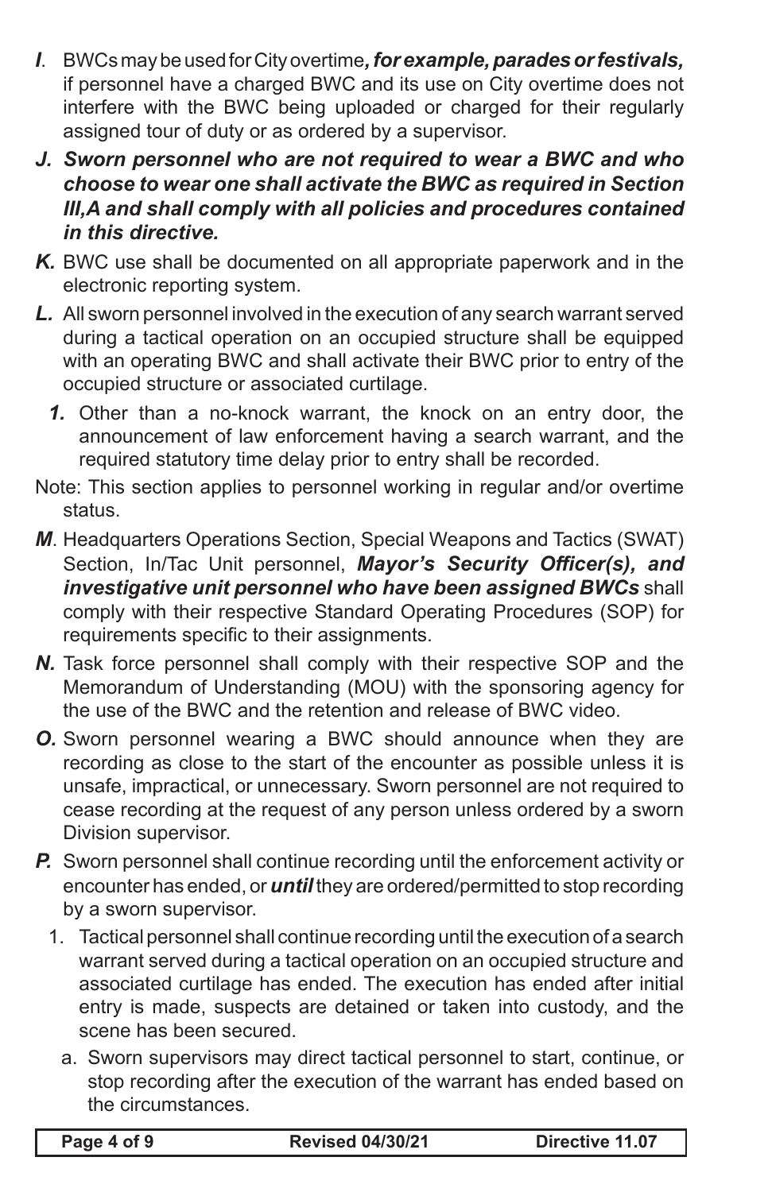***I***. BWCs may be used for City overtime***, for example, parades or festivals,*** if personnel have a charged BWC and its use on City overtime does not interfere with the BWC being uploaded or charged for their regularly assigned tour of duty or as ordered by a supervisor.

***J. Sworn personnel who are not required to wear a BWC and who choose to wear one shall activate the BWC as required in Section III,A and shall comply with all policies and procedures contained in this directive.***

***K.*** BWC use shall be documented on all appropriate paperwork and in the electronic reporting system.

***L.*** All sworn personnel involved in the execution of any search warrant served during a tactical operation on an occupied structure shall be equipped with an operating BWC and shall activate their BWC prior to entry of the occupied structure or associated curtilage.

***1.*** Other than a no-knock warrant, the knock on an entry door, the announcement of law enforcement having a search warrant, and the required statutory time delay prior to entry shall be recorded.

Note: This section applies to personnel working in regular and/or overtime status.

***M***. Headquarters Operations Section, Special Weapons and Tactics (SWAT) Section, In/Tac Unit personnel, ***Mayor's Security Officer(s), and investigative unit personnel who have been assigned BWCs*** shall comply with their respective Standard Operating Procedures (SOP) for requirements specific to their assignments.

***N.*** Task force personnel shall comply with their respective SOP and the Memorandum of Understanding (MOU) with the sponsoring agency for the use of the BWC and the retention and release of BWC video.

***O.*** Sworn personnel wearing a BWC should announce when they are recording as close to the start of the encounter as possible unless it is unsafe, impractical, or unnecessary. Sworn personnel are not required to cease recording at the request of any person unless ordered by a sworn Division supervisor.

***P.*** Sworn personnel shall continue recording until the enforcement activity or encounter has ended, or ***until*** they are ordered/permitted to stop recording by a sworn supervisor.

1. Tactical personnel shall continue recording until the execution of a search warrant served during a tactical operation on an occupied structure and associated curtilage has ended. The execution has ended after initial entry is made, suspects are detained or taken into custody, and the scene has been secured.

   a. Sworn supervisors may direct tactical personnel to start, continue, or stop recording after the execution of the warrant has ended based on the circumstances.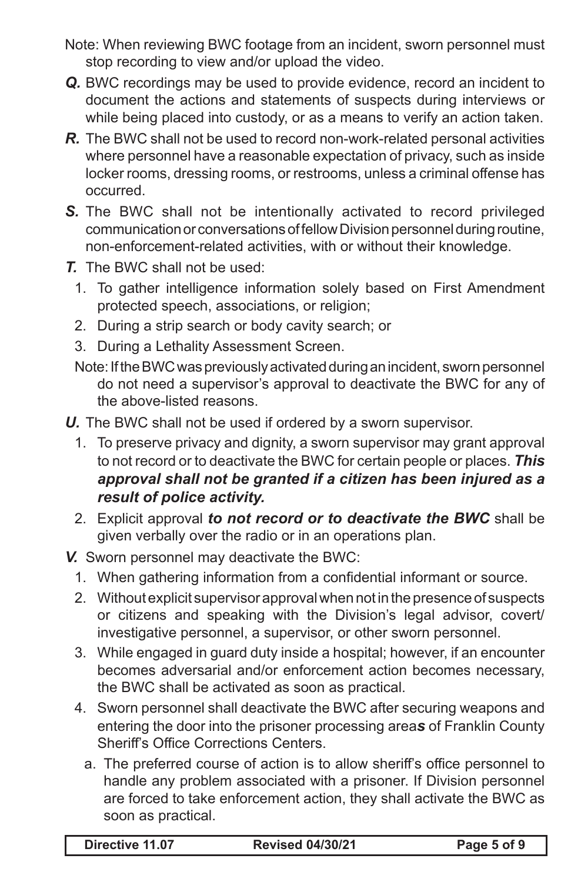Note: When reviewing BWC footage from an incident, sworn personnel must stop recording to view and/or upload the video.

***Q.*** BWC recordings may be used to provide evidence, record an incident to document the actions and statements of suspects during interviews or while being placed into custody, or as a means to verify an action taken.

***R.*** The BWC shall not be used to record non-work-related personal activities where personnel have a reasonable expectation of privacy, such as inside locker rooms, dressing rooms, or restrooms, unless a criminal offense has occurred.

***S.*** The BWC shall not be intentionally activated to record privileged communication or conversations of fellow Division personnel during routine, non-enforcement-related activities, with or without their knowledge.

***T.*** The BWC shall not be used:

1. To gather intelligence information solely based on First Amendment protected speech, associations, or religion;
2. During a strip search or body cavity search; or
3. During a Lethality Assessment Screen.

Note: If the BWC was previously activated during an incident, sworn personnel do not need a supervisor's approval to deactivate the BWC for any of the above-listed reasons.

***U.*** The BWC shall not be used if ordered by a sworn supervisor.

1. To preserve privacy and dignity, a sworn supervisor may grant approval to not record or to deactivate the BWC for certain people or places. ***This approval shall not be granted if a citizen has been injured as a result of police activity.***
2. Explicit approval ***to not record or to deactivate the BWC*** shall be given verbally over the radio or in an operations plan.

***V.*** Sworn personnel may deactivate the BWC:

1. When gathering information from a confidential informant or source.
2. Without explicit supervisor approval when not in the presence of suspects or citizens and speaking with the Division's legal advisor, covert/investigative personnel, a supervisor, or other sworn personnel.
3. While engaged in guard duty inside a hospital; however, if an encounter becomes adversarial and/or enforcement action becomes necessary, the BWC shall be activated as soon as practical.
4. Sworn personnel shall deactivate the BWC after securing weapons and entering the door into the prisoner processing area***s*** of Franklin County Sheriff's Office Corrections Centers.
   a. The preferred course of action is to allow sheriff's office personnel to handle any problem associated with a prisoner. If Division personnel are forced to take enforcement action, they shall activate the BWC as soon as practical.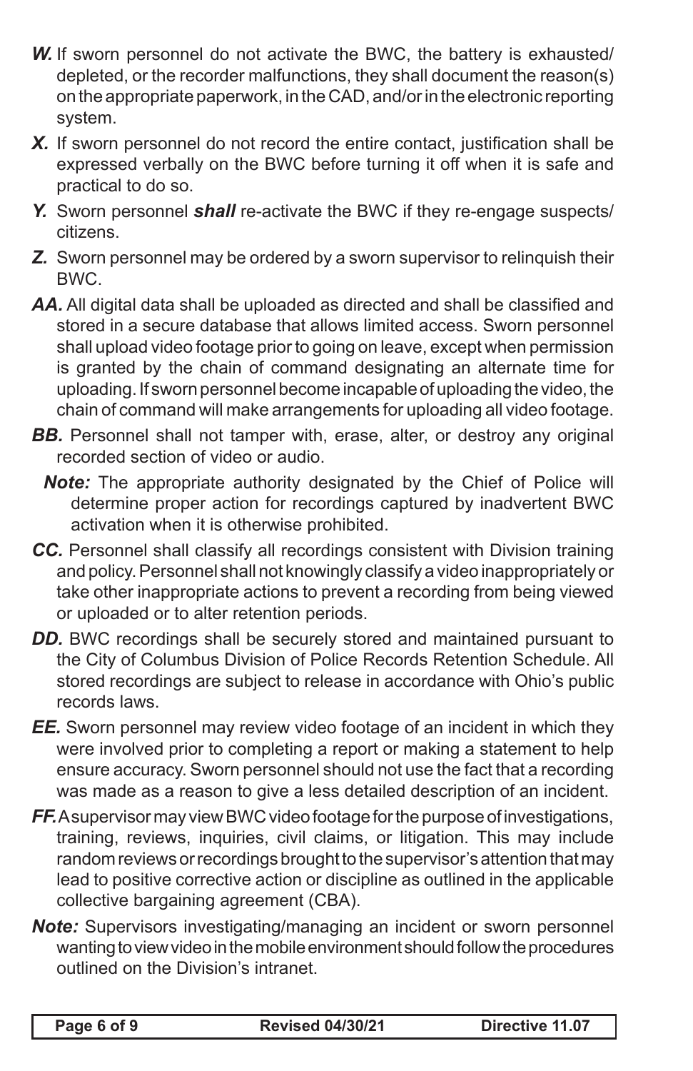***W.*** If sworn personnel do not activate the BWC, the battery is exhausted/depleted, or the recorder malfunctions, they shall document the reason(s) on the appropriate paperwork, in the CAD, and/or in the electronic reporting system.

***X.*** If sworn personnel do not record the entire contact, justification shall be expressed verbally on the BWC before turning it off when it is safe and practical to do so.

***Y.*** Sworn personnel ***shall*** re-activate the BWC if they re-engage suspects/citizens.

***Z.*** Sworn personnel may be ordered by a sworn supervisor to relinquish their BWC.

***AA.*** All digital data shall be uploaded as directed and shall be classified and stored in a secure database that allows limited access. Sworn personnel shall upload video footage prior to going on leave, except when permission is granted by the chain of command designating an alternate time for uploading. If sworn personnel become incapable of uploading the video, the chain of command will make arrangements for uploading all video footage.

***BB.*** Personnel shall not tamper with, erase, alter, or destroy any original recorded section of video or audio.

***Note:*** The appropriate authority designated by the Chief of Police will determine proper action for recordings captured by inadvertent BWC activation when it is otherwise prohibited.

***CC.*** Personnel shall classify all recordings consistent with Division training and policy. Personnel shall not knowingly classify a video inappropriately or take other inappropriate actions to prevent a recording from being viewed or uploaded or to alter retention periods.

***DD.*** BWC recordings shall be securely stored and maintained pursuant to the City of Columbus Division of Police Records Retention Schedule. All stored recordings are subject to release in accordance with Ohio's public records laws.

***EE.*** Sworn personnel may review video footage of an incident in which they were involved prior to completing a report or making a statement to help ensure accuracy. Sworn personnel should not use the fact that a recording was made as a reason to give a less detailed description of an incident.

***FF.*** A supervisor may view BWC video footage for the purpose of investigations, training, reviews, inquiries, civil claims, or litigation. This may include random reviews or recordings brought to the supervisor's attention that may lead to positive corrective action or discipline as outlined in the applicable collective bargaining agreement (CBA).

***Note:*** Supervisors investigating/managing an incident or sworn personnel wanting to view video in the mobile environment should follow the procedures outlined on the Division's intranet.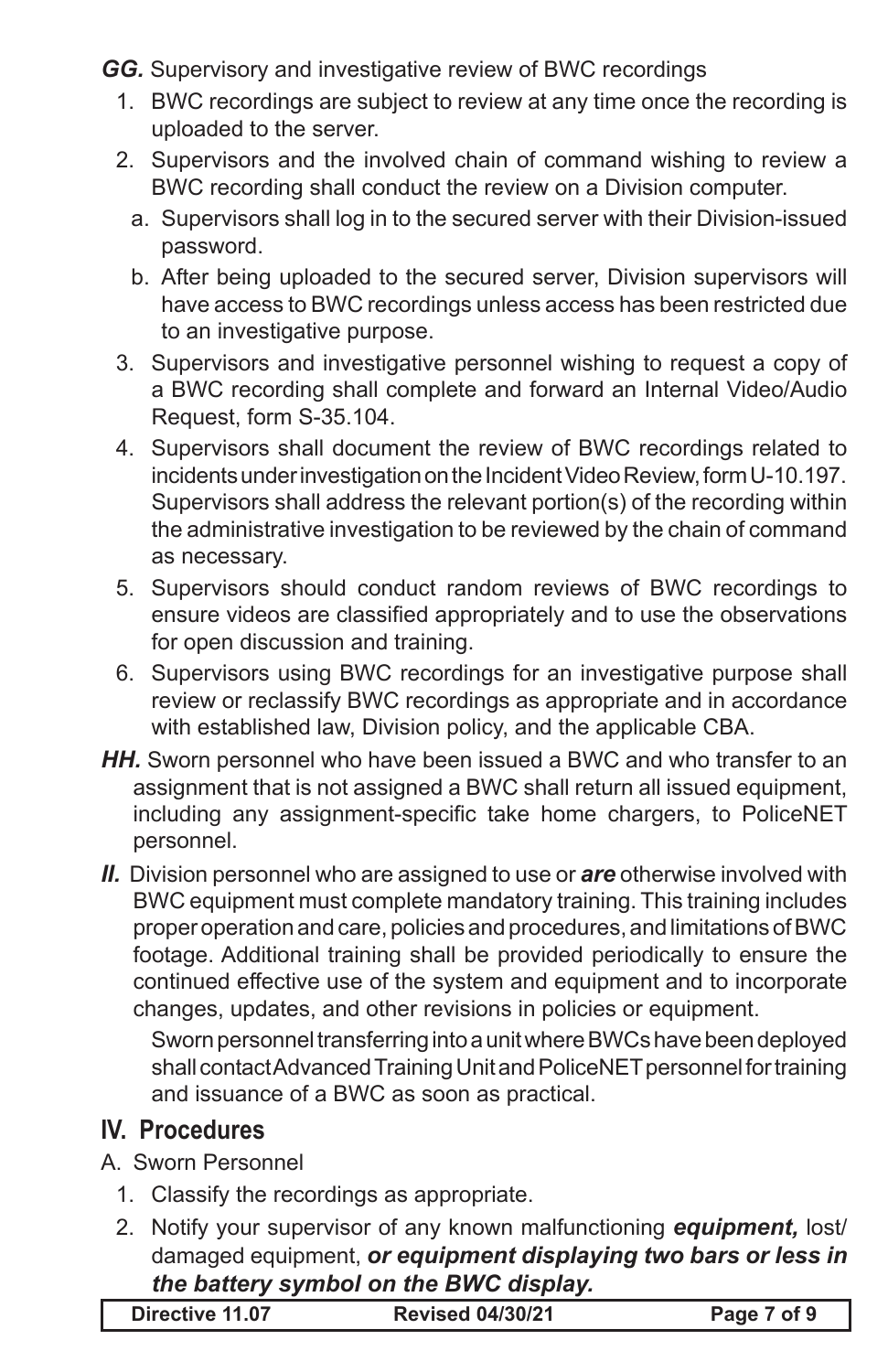***GG.*** Supervisory and investigative review of BWC recordings

1. BWC recordings are subject to review at any time once the recording is uploaded to the server.
2. Supervisors and the involved chain of command wishing to review a BWC recording shall conduct the review on a Division computer.
   a. Supervisors shall log in to the secured server with their Division-issued password.
   b. After being uploaded to the secured server, Division supervisors will have access to BWC recordings unless access has been restricted due to an investigative purpose.
3. Supervisors and investigative personnel wishing to request a copy of a BWC recording shall complete and forward an Internal Video/Audio Request, form S-35.104.
4. Supervisors shall document the review of BWC recordings related to incidents under investigation on the Incident Video Review, form U-10.197. Supervisors shall address the relevant portion(s) of the recording within the administrative investigation to be reviewed by the chain of command as necessary.
5. Supervisors should conduct random reviews of BWC recordings to ensure videos are classified appropriately and to use the observations for open discussion and training.
6. Supervisors using BWC recordings for an investigative purpose shall review or reclassify BWC recordings as appropriate and in accordance with established law, Division policy, and the applicable CBA.

***HH.*** Sworn personnel who have been issued a BWC and who transfer to an assignment that is not assigned a BWC shall return all issued equipment, including any assignment-specific take home chargers, to PoliceNET personnel.

***II.*** Division personnel who are assigned to use or ***are*** otherwise involved with BWC equipment must complete mandatory training. This training includes proper operation and care, policies and procedures, and limitations of BWC footage. Additional training shall be provided periodically to ensure the continued effective use of the system and equipment and to incorporate changes, updates, and other revisions in policies or equipment.

Sworn personnel transferring into a unit where BWCs have been deployed shall contact Advanced Training Unit and PoliceNET personnel for training and issuance of a BWC as soon as practical.

## IV. Procedures

A. Sworn Personnel

1. Classify the recordings as appropriate.
2. Notify your supervisor of any known malfunctioning ***equipment,*** lost/damaged equipment, ***or equipment displaying two bars or less in the battery symbol on the BWC display.***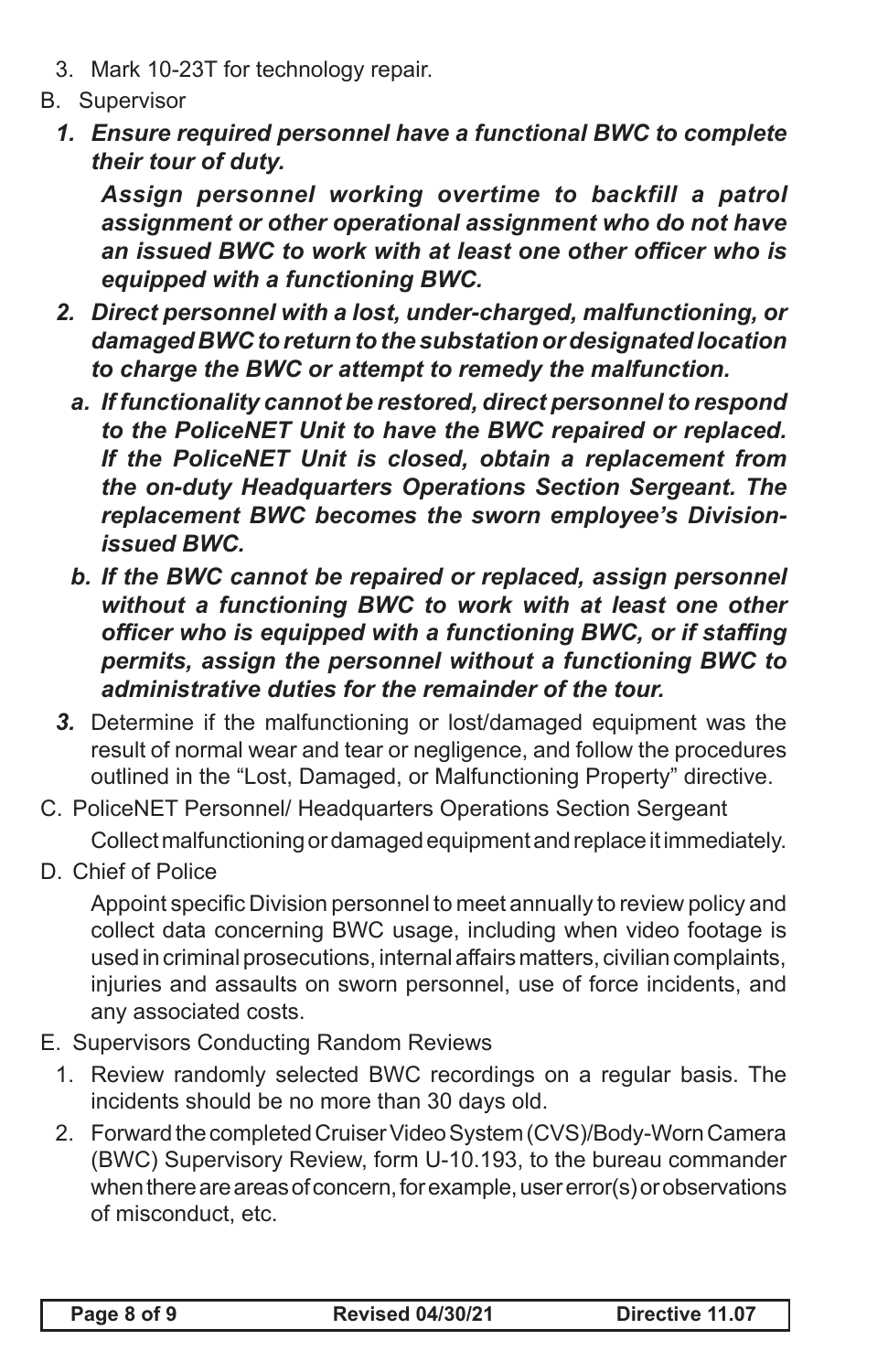3. Mark 10-23T for technology repair.

B. Supervisor

   ***1. Ensure required personnel have a functional BWC to complete their tour of duty.***

   ***Assign personnel working overtime to backfill a patrol assignment or other operational assignment who do not have an issued BWC to work with at least one other officer who is equipped with a functioning BWC.***

   ***2. Direct personnel with a lost, under-charged, malfunctioning, or damaged BWC to return to the substation or designated location to charge the BWC or attempt to remedy the malfunction.***

   ***a. If functionality cannot be restored, direct personnel to respond to the PoliceNET Unit to have the BWC repaired or replaced. If the PoliceNET Unit is closed, obtain a replacement from the on-duty Headquarters Operations Section Sergeant. The replacement BWC becomes the sworn employee's Division-issued BWC.***

   ***b. If the BWC cannot be repaired or replaced, assign personnel without a functioning BWC to work with at least one other officer who is equipped with a functioning BWC, or if staffing permits, assign the personnel without a functioning BWC to administrative duties for the remainder of the tour.***

   ***3.*** Determine if the malfunctioning or lost/damaged equipment was the result of normal wear and tear or negligence, and follow the procedures outlined in the "Lost, Damaged, or Malfunctioning Property" directive.

C. PoliceNET Personnel/ Headquarters Operations Section Sergeant

   Collect malfunctioning or damaged equipment and replace it immediately.

D. Chief of Police

   Appoint specific Division personnel to meet annually to review policy and collect data concerning BWC usage, including when video footage is used in criminal prosecutions, internal affairs matters, civilian complaints, injuries and assaults on sworn personnel, use of force incidents, and any associated costs.

E. Supervisors Conducting Random Reviews

   1. Review randomly selected BWC recordings on a regular basis. The incidents should be no more than 30 days old.

   2. Forward the completed Cruiser Video System (CVS)/Body-Worn Camera (BWC) Supervisory Review, form U-10.193, to the bureau commander when there are areas of concern, for example, user error(s) or observations of misconduct, etc.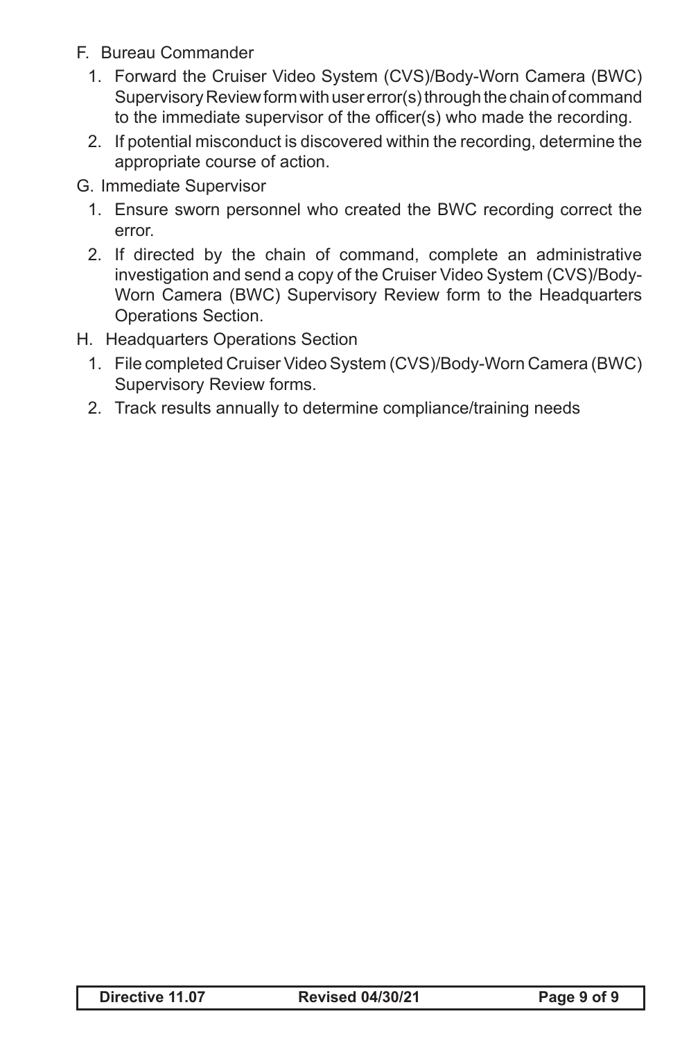F. Bureau Commander

1. Forward the Cruiser Video System (CVS)/Body-Worn Camera (BWC) Supervisory Review form with user error(s) through the chain of command to the immediate supervisor of the officer(s) who made the recording.
2. If potential misconduct is discovered within the recording, determine the appropriate course of action.

G. Immediate Supervisor

1. Ensure sworn personnel who created the BWC recording correct the error.
2. If directed by the chain of command, complete an administrative investigation and send a copy of the Cruiser Video System (CVS)/Body-Worn Camera (BWC) Supervisory Review form to the Headquarters Operations Section.

H. Headquarters Operations Section

1. File completed Cruiser Video System (CVS)/Body-Worn Camera (BWC) Supervisory Review forms.
2. Track results annually to determine compliance/training needs